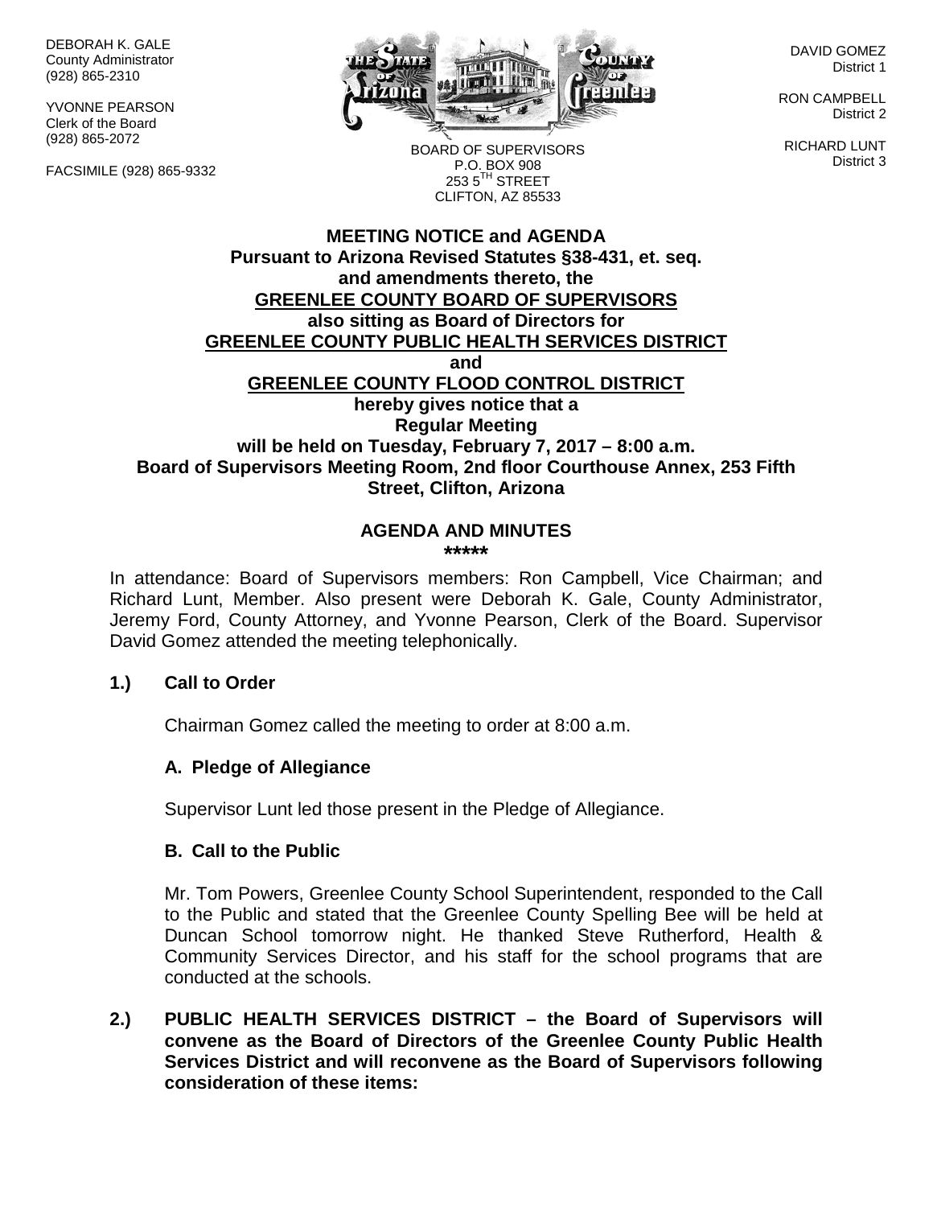DEBORAH K. GALE
County Administrator
(928) 865-2310

YVONNE PEARSON
Clerk of the Board
(928) 865-2072

FACSIMILE (928) 865-9332

BOARD OF SUPERVISORS
P.O. BOX 908
253 5TH STREET
CLIFTON, AZ 85533

DAVID GOMEZ
District 1

RON CAMPBELL
District 2

RICHARD LUNT
District 3

**MEETING NOTICE and AGENDA**
**Pursuant to Arizona Revised Statutes §38-431, et. seq.**
**and amendments thereto, the**
**GREENLEE COUNTY BOARD OF SUPERVISORS**
**also sitting as Board of Directors for**
**GREENLEE COUNTY PUBLIC HEALTH SERVICES DISTRICT**
**and**
**GREENLEE COUNTY FLOOD CONTROL DISTRICT**
**hereby gives notice that a**
**Regular Meeting**
**will be held on Tuesday, February 7, 2017 – 8:00 a.m.**
**Board of Supervisors Meeting Room, 2nd floor Courthouse Annex, 253 Fifth Street, Clifton, Arizona**

## AGENDA AND MINUTES

**\*\*\*\*\***

In attendance: Board of Supervisors members: Ron Campbell, Vice Chairman; and Richard Lunt, Member. Also present were Deborah K. Gale, County Administrator, Jeremy Ford, County Attorney, and Yvonne Pearson, Clerk of the Board. Supervisor David Gomez attended the meeting telephonically.

**1.) Call to Order**

Chairman Gomez called the meeting to order at 8:00 a.m.

**A. Pledge of Allegiance**

Supervisor Lunt led those present in the Pledge of Allegiance.

**B. Call to the Public**

Mr. Tom Powers, Greenlee County School Superintendent, responded to the Call to the Public and stated that the Greenlee County Spelling Bee will be held at Duncan School tomorrow night. He thanked Steve Rutherford, Health & Community Services Director, and his staff for the school programs that are conducted at the schools.

**2.) PUBLIC HEALTH SERVICES DISTRICT – the Board of Supervisors will convene as the Board of Directors of the Greenlee County Public Health Services District and will reconvene as the Board of Supervisors following consideration of these items:**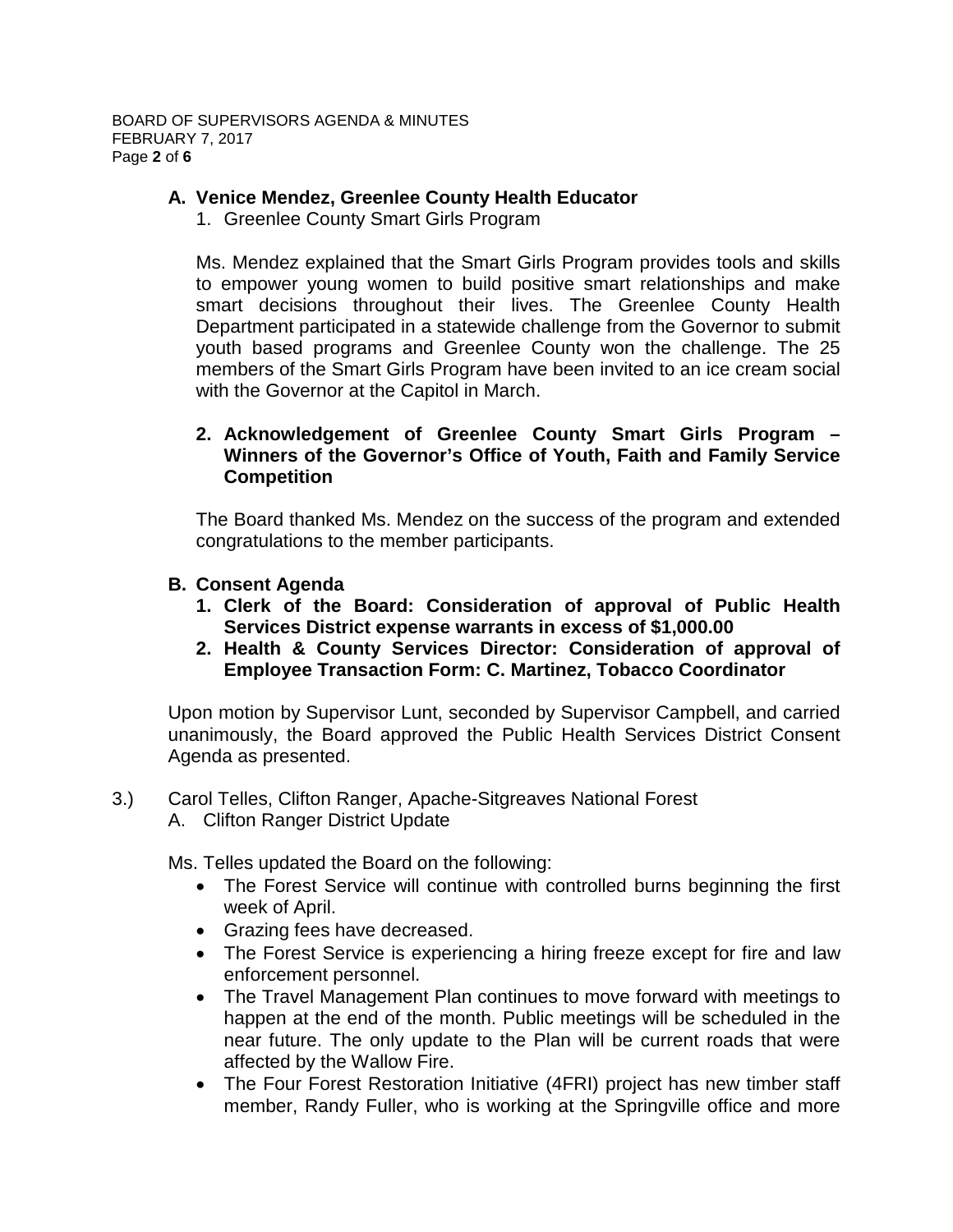**A. Venice Mendez, Greenlee County Health Educator**

1. Greenlee County Smart Girls Program

Ms. Mendez explained that the Smart Girls Program provides tools and skills to empower young women to build positive smart relationships and make smart decisions throughout their lives. The Greenlee County Health Department participated in a statewide challenge from the Governor to submit youth based programs and Greenlee County won the challenge. The 25 members of the Smart Girls Program have been invited to an ice cream social with the Governor at the Capitol in March.

2. **Acknowledgement of Greenlee County Smart Girls Program – Winners of the Governor's Office of Youth, Faith and Family Service Competition**

The Board thanked Ms. Mendez on the success of the program and extended congratulations to the member participants.

**B. Consent Agenda**

1. **Clerk of the Board: Consideration of approval of Public Health Services District expense warrants in excess of $1,000.00**
2. **Health & County Services Director: Consideration of approval of Employee Transaction Form: C. Martinez, Tobacco Coordinator**

Upon motion by Supervisor Lunt, seconded by Supervisor Campbell, and carried unanimously, the Board approved the Public Health Services District Consent Agenda as presented.

3.) Carol Telles, Clifton Ranger, Apache-Sitgreaves National Forest

A. Clifton Ranger District Update

Ms. Telles updated the Board on the following:

- The Forest Service will continue with controlled burns beginning the first week of April.
- Grazing fees have decreased.
- The Forest Service is experiencing a hiring freeze except for fire and law enforcement personnel.
- The Travel Management Plan continues to move forward with meetings to happen at the end of the month. Public meetings will be scheduled in the near future. The only update to the Plan will be current roads that were affected by the Wallow Fire.
- The Four Forest Restoration Initiative (4FRI) project has new timber staff member, Randy Fuller, who is working at the Springville office and more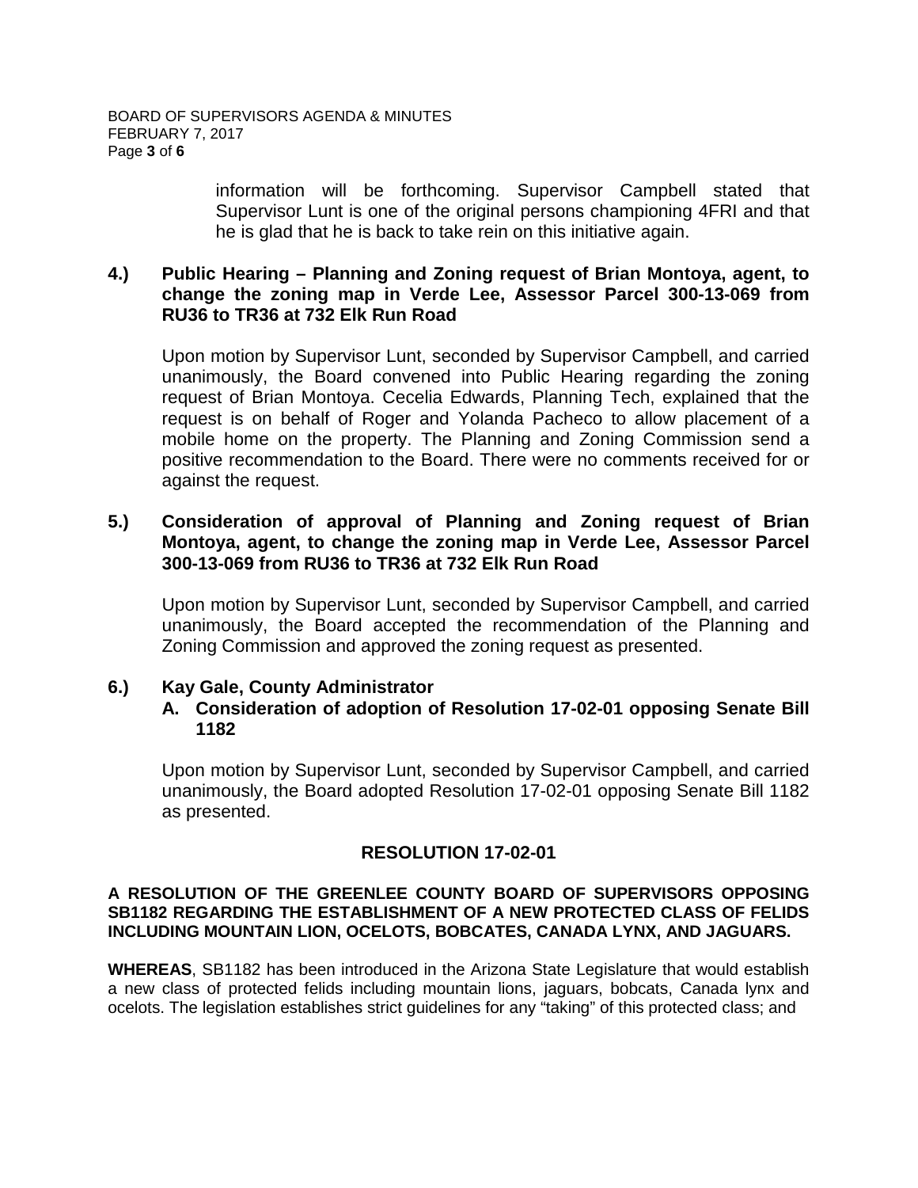information will be forthcoming. Supervisor Campbell stated that Supervisor Lunt is one of the original persons championing 4FRI and that he is glad that he is back to take rein on this initiative again.

**4.) Public Hearing – Planning and Zoning request of Brian Montoya, agent, to change the zoning map in Verde Lee, Assessor Parcel 300-13-069 from RU36 to TR36 at 732 Elk Run Road**

Upon motion by Supervisor Lunt, seconded by Supervisor Campbell, and carried unanimously, the Board convened into Public Hearing regarding the zoning request of Brian Montoya. Cecelia Edwards, Planning Tech, explained that the request is on behalf of Roger and Yolanda Pacheco to allow placement of a mobile home on the property. The Planning and Zoning Commission send a positive recommendation to the Board. There were no comments received for or against the request.

**5.) Consideration of approval of Planning and Zoning request of Brian Montoya, agent, to change the zoning map in Verde Lee, Assessor Parcel 300-13-069 from RU36 to TR36 at 732 Elk Run Road**

Upon motion by Supervisor Lunt, seconded by Supervisor Campbell, and carried unanimously, the Board accepted the recommendation of the Planning and Zoning Commission and approved the zoning request as presented.

**6.) Kay Gale, County Administrator**

**A. Consideration of adoption of Resolution 17-02-01 opposing Senate Bill 1182**

Upon motion by Supervisor Lunt, seconded by Supervisor Campbell, and carried unanimously, the Board adopted Resolution 17-02-01 opposing Senate Bill 1182 as presented.

## RESOLUTION 17-02-01

**A RESOLUTION OF THE GREENLEE COUNTY BOARD OF SUPERVISORS OPPOSING SB1182 REGARDING THE ESTABLISHMENT OF A NEW PROTECTED CLASS OF FELIDS INCLUDING MOUNTAIN LION, OCELOTS, BOBCATES, CANADA LYNX, AND JAGUARS.**

**WHEREAS**, SB1182 has been introduced in the Arizona State Legislature that would establish a new class of protected felids including mountain lions, jaguars, bobcats, Canada lynx and ocelots. The legislation establishes strict guidelines for any "taking" of this protected class; and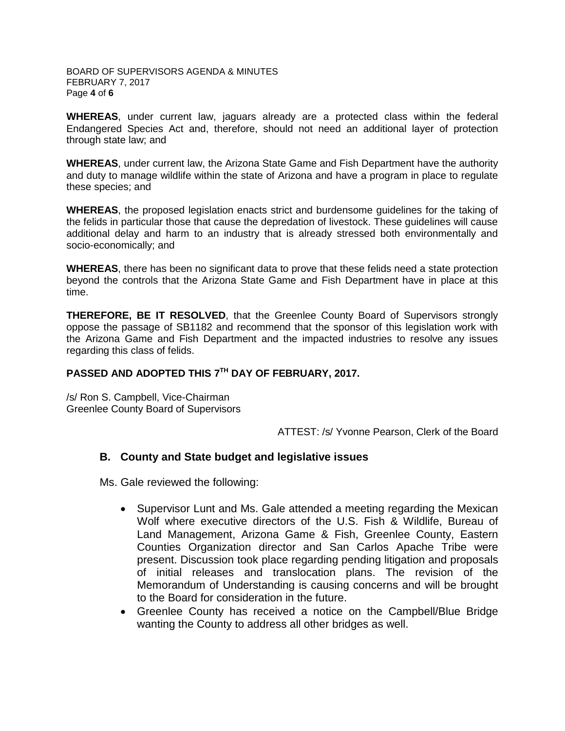**WHEREAS**, under current law, jaguars already are a protected class within the federal Endangered Species Act and, therefore, should not need an additional layer of protection through state law; and

**WHEREAS**, under current law, the Arizona State Game and Fish Department have the authority and duty to manage wildlife within the state of Arizona and have a program in place to regulate these species; and

**WHEREAS**, the proposed legislation enacts strict and burdensome guidelines for the taking of the felids in particular those that cause the depredation of livestock. These guidelines will cause additional delay and harm to an industry that is already stressed both environmentally and socio-economically; and

**WHEREAS**, there has been no significant data to prove that these felids need a state protection beyond the controls that the Arizona State Game and Fish Department have in place at this time.

**THEREFORE, BE IT RESOLVED**, that the Greenlee County Board of Supervisors strongly oppose the passage of SB1182 and recommend that the sponsor of this legislation work with the Arizona Game and Fish Department and the impacted industries to resolve any issues regarding this class of felids.

**PASSED AND ADOPTED THIS 7TH DAY OF FEBRUARY, 2017.**

/s/ Ron S. Campbell, Vice-Chairman
Greenlee County Board of Supervisors

ATTEST: /s/ Yvonne Pearson, Clerk of the Board

### B. County and State budget and legislative issues

Ms. Gale reviewed the following:

- Supervisor Lunt and Ms. Gale attended a meeting regarding the Mexican Wolf where executive directors of the U.S. Fish & Wildlife, Bureau of Land Management, Arizona Game & Fish, Greenlee County, Eastern Counties Organization director and San Carlos Apache Tribe were present. Discussion took place regarding pending litigation and proposals of initial releases and translocation plans. The revision of the Memorandum of Understanding is causing concerns and will be brought to the Board for consideration in the future.
- Greenlee County has received a notice on the Campbell/Blue Bridge wanting the County to address all other bridges as well.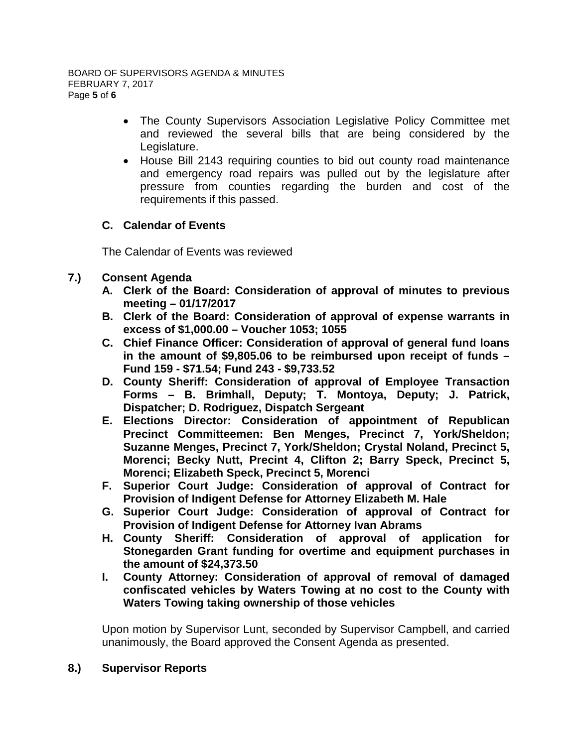- The County Supervisors Association Legislative Policy Committee met and reviewed the several bills that are being considered by the Legislature.
- House Bill 2143 requiring counties to bid out county road maintenance and emergency road repairs was pulled out by the legislature after pressure from counties regarding the burden and cost of the requirements if this passed.

**C. Calendar of Events**

The Calendar of Events was reviewed

**7.) Consent Agenda**

**A. Clerk of the Board: Consideration of approval of minutes to previous meeting – 01/17/2017**

**B. Clerk of the Board: Consideration of approval of expense warrants in excess of $1,000.00 – Voucher 1053; 1055**

**C. Chief Finance Officer: Consideration of approval of general fund loans in the amount of $9,805.06 to be reimbursed upon receipt of funds – Fund 159 - $71.54; Fund 243 - $9,733.52**

**D. County Sheriff: Consideration of approval of Employee Transaction Forms – B. Brimhall, Deputy; T. Montoya, Deputy; J. Patrick, Dispatcher; D. Rodriguez, Dispatch Sergeant**

**E. Elections Director: Consideration of appointment of Republican Precinct Committeemen: Ben Menges, Precinct 7, York/Sheldon; Suzanne Menges, Precinct 7, York/Sheldon; Crystal Noland, Precinct 5, Morenci; Becky Nutt, Precint 4, Clifton 2; Barry Speck, Precinct 5, Morenci; Elizabeth Speck, Precinct 5, Morenci**

**F. Superior Court Judge: Consideration of approval of Contract for Provision of Indigent Defense for Attorney Elizabeth M. Hale**

**G. Superior Court Judge: Consideration of approval of Contract for Provision of Indigent Defense for Attorney Ivan Abrams**

**H. County Sheriff: Consideration of approval of application for Stonegarden Grant funding for overtime and equipment purchases in the amount of $24,373.50**

**I. County Attorney: Consideration of approval of removal of damaged confiscated vehicles by Waters Towing at no cost to the County with Waters Towing taking ownership of those vehicles**

Upon motion by Supervisor Lunt, seconded by Supervisor Campbell, and carried unanimously, the Board approved the Consent Agenda as presented.

**8.) Supervisor Reports**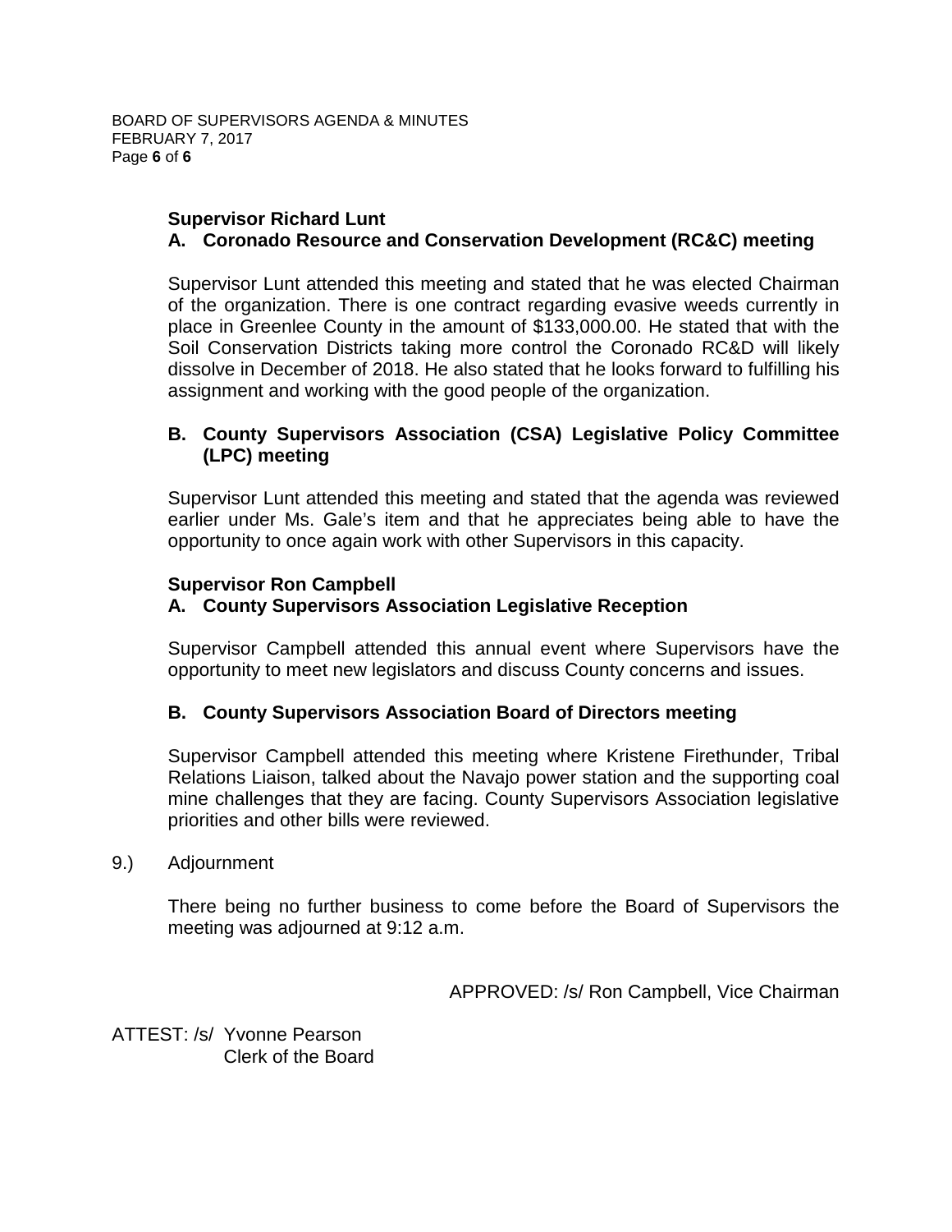**Supervisor Richard Lunt**

**A. Coronado Resource and Conservation Development (RC&C) meeting**

Supervisor Lunt attended this meeting and stated that he was elected Chairman of the organization. There is one contract regarding evasive weeds currently in place in Greenlee County in the amount of $133,000.00. He stated that with the Soil Conservation Districts taking more control the Coronado RC&D will likely dissolve in December of 2018. He also stated that he looks forward to fulfilling his assignment and working with the good people of the organization.

**B. County Supervisors Association (CSA) Legislative Policy Committee (LPC) meeting**

Supervisor Lunt attended this meeting and stated that the agenda was reviewed earlier under Ms. Gale's item and that he appreciates being able to have the opportunity to once again work with other Supervisors in this capacity.

**Supervisor Ron Campbell**

**A. County Supervisors Association Legislative Reception**

Supervisor Campbell attended this annual event where Supervisors have the opportunity to meet new legislators and discuss County concerns and issues.

**B. County Supervisors Association Board of Directors meeting**

Supervisor Campbell attended this meeting where Kristene Firethunder, Tribal Relations Liaison, talked about the Navajo power station and the supporting coal mine challenges that they are facing. County Supervisors Association legislative priorities and other bills were reviewed.

9.) Adjournment

There being no further business to come before the Board of Supervisors the meeting was adjourned at 9:12 a.m.

APPROVED: /s/ Ron Campbell, Vice Chairman

ATTEST: /s/ Yvonne Pearson
Clerk of the Board